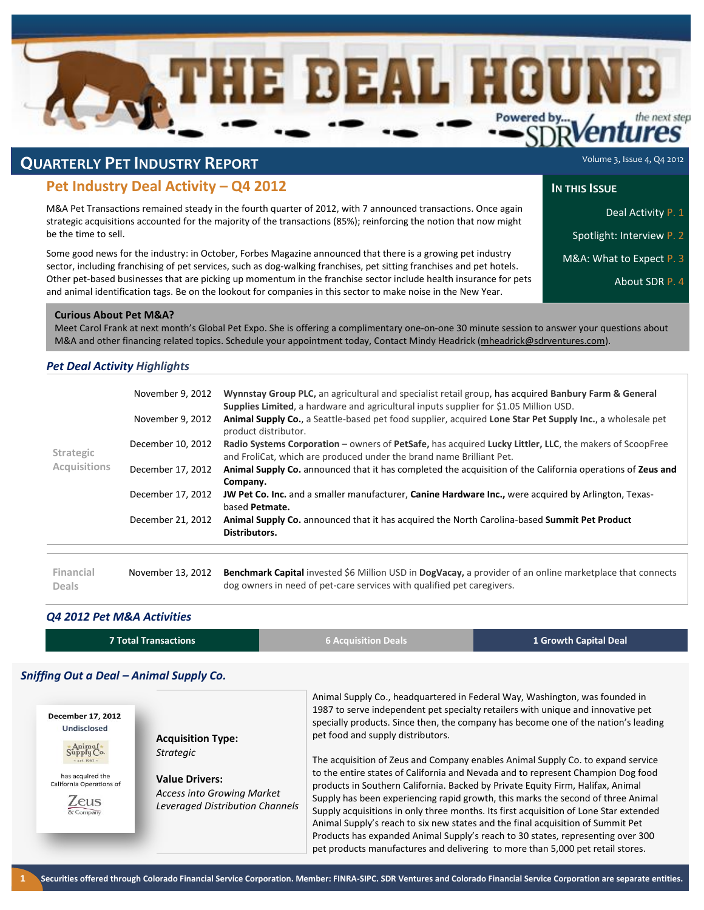# THE DEAL HOUND

Powered by... SDR Ventures — the next step

## QUARTERLY PET INDUSTRY REPORT

Volume 3, Issue 4, Q4 2012

## Pet Industry Deal Activity – Q4 2012

M&A Pet Transactions remained steady in the fourth quarter of 2012, with 7 announced transactions. Once again strategic acquisitions accounted for the majority of the transactions (85%); reinforcing the notion that now might be the time to sell.

Some good news for the industry: in October, Forbes Magazine announced that there is a growing pet industry sector, including franchising of pet services, such as dog-walking franchises, pet sitting franchises and pet hotels. Other pet-based businesses that are picking up momentum in the franchise sector include health insurance for pets and animal identification tags. Be on the lookout for companies in this sector to make noise in the New Year.

**IN THIS ISSUE**

- Deal Activity P. 1
- Spotlight: Interview P. 2
- M&A: What to Expect P. 3
- About SDR P. 4

**Curious About Pet M&A?**
Meet Carol Frank at next month's Global Pet Expo. She is offering a complimentary one-on-one 30 minute session to answer your questions about M&A and other financing related topics. Schedule your appointment today, Contact Mindy Headrick (mheadrick@sdrventures.com).

### *Pet Deal Activity Highlights*

| | Date | Deal |
|---|---|---|
| Strategic Acquisitions | November 9, 2012 | **Wynnstay Group PLC,** an agricultural and specialist retail group, has acquired **Banbury Farm & General Supplies Limited**, a hardware and agricultural inputs supplier for $1.05 Million USD. |
| | November 9, 2012 | **Animal Supply Co.**, a Seattle-based pet food supplier, acquired **Lone Star Pet Supply Inc.,** a wholesale pet product distributor. |
| | December 10, 2012 | **Radio Systems Corporation** – owners of **PetSafe,** has acquired **Lucky Littler, LLC**, the makers of ScoopFree and FroliCat, which are produced under the brand name Brilliant Pet. |
| | December 17, 2012 | **Animal Supply Co.** announced that it has completed the acquisition of the California operations of **Zeus and Company.** |
| | December 17, 2012 | **JW Pet Co. Inc.** and a smaller manufacturer, **Canine Hardware Inc.,** were acquired by Arlington, Texas-based **Petmate.** |
| | December 21, 2012 | **Animal Supply Co.** announced that it has acquired the North Carolina-based **Summit Pet Product Distributors.** |
| Financial Deals | November 13, 2012 | **Benchmark Capital** invested $6 Million USD in **DogVacay,** a provider of an online marketplace that connects dog owners in need of pet-care services with qualified pet caregivers. |

### *Q4 2012 Pet M&A Activities*

| 7 Total Transactions | 6 Acquisition Deals | 1 Growth Capital Deal |
|---|---|---|

### *Sniffing Out a Deal – Animal Supply Co.*

**December 17, 2012**
Undisclosed

Animal Supply Co. (est. 1987) has acquired the California Operations of Zeus & Company

**Acquisition Type:**
*Strategic*

**Value Drivers:**
*Access into Growing Market*
*Leveraged Distribution Channels*

Animal Supply Co., headquartered in Federal Way, Washington, was founded in 1987 to serve independent pet specialty retailers with unique and innovative pet specialty products. Since then, the company has become one of the nation's leading pet food and supply distributors.

The acquisition of Zeus and Company enables Animal Supply Co. to expand service to the entire states of California and Nevada and to represent Champion Dog food products in Southern California. Backed by Private Equity Firm, Halifax, Animal Supply has been experiencing rapid growth, this marks the second of three Animal Supply acquisitions in only three months. Its first acquisition of Lone Star extended Animal Supply's reach to six new states and the final acquisition of Summit Pet Products has expanded Animal Supply's reach to 30 states, representing over 300 pet products manufactures and delivering to more than 5,000 pet retail stores.

Securities offered through Colorado Financial Service Corporation. Member: FINRA-SIPC. SDR Ventures and Colorado Financial Service Corporation are separate entities.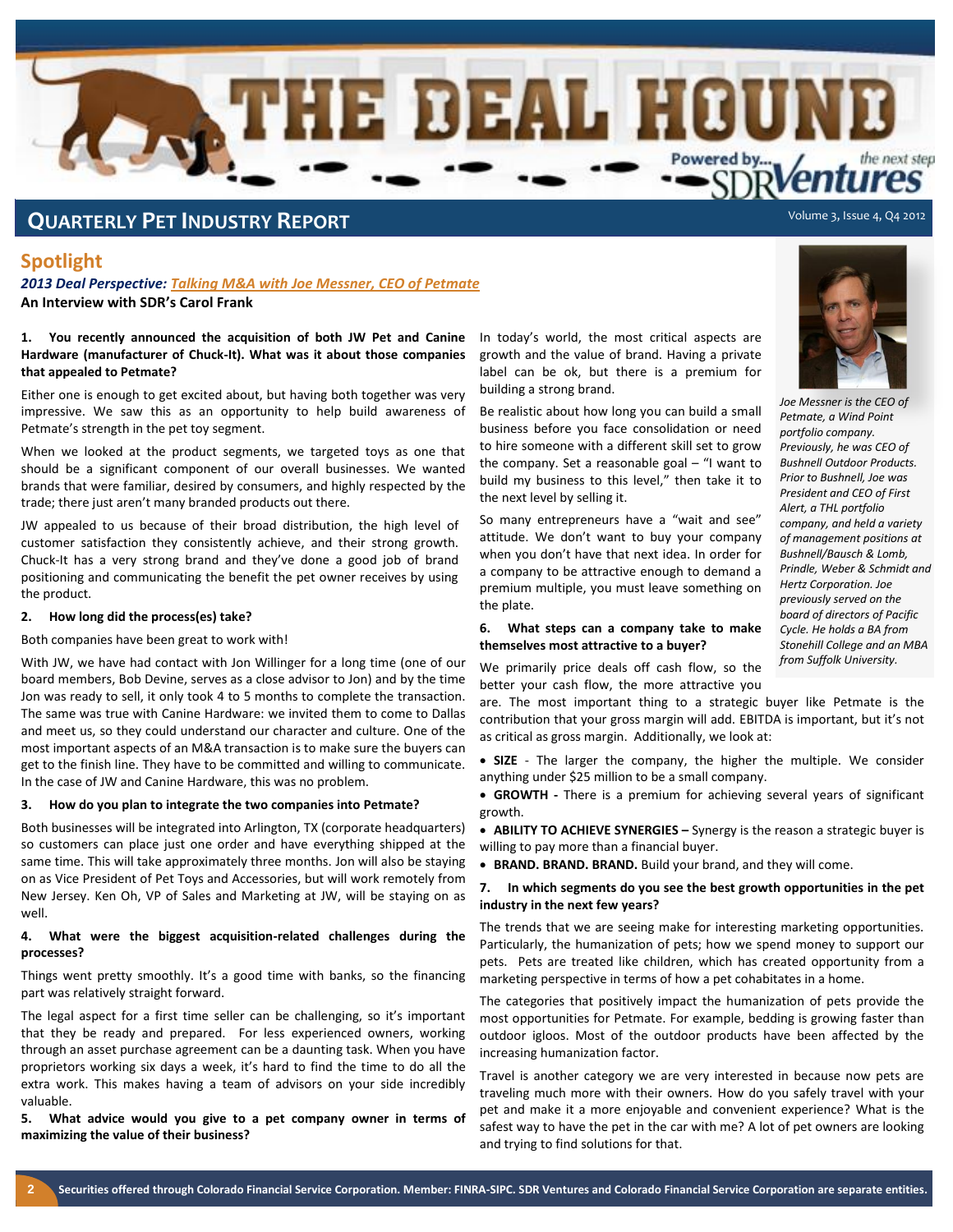# THE DEAL HOUND

Powered by... SDR Ventures — the next step

## QUARTERLY PET INDUSTRY REPORT

## Spotlight

***2013 Deal Perspective:*** ***Talking M&A with Joe Messner, CEO of Petmate***

**An Interview with SDR's Carol Frank**

*Joe Messner is the CEO of Petmate, a Wind Point portfolio company. Previously, he was CEO of Bushnell Outdoor Products. Prior to Bushnell, Joe was President and CEO of First Alert, a THL portfolio company, and held a variety of management positions at Bushnell/Bausch & Lomb, Prindle, Weber & Schmidt and Hertz Corporation. Joe previously served on the board of directors of Pacific Cycle. He holds a BA from Stonehill College and an MBA from Suffolk University.*

**1. You recently announced the acquisition of both JW Pet and Canine Hardware (manufacturer of Chuck-It). What was it about those companies that appealed to Petmate?**

Either one is enough to get excited about, but having both together was very impressive. We saw this as an opportunity to help build awareness of Petmate's strength in the pet toy segment.

When we looked at the product segments, we targeted toys as one that should be a significant component of our overall businesses. We wanted brands that were familiar, desired by consumers, and highly respected by the trade; there just aren't many branded products out there.

JW appealed to us because of their broad distribution, the high level of customer satisfaction they consistently achieve, and their strong growth. Chuck-It has a very strong brand and they've done a good job of brand positioning and communicating the benefit the pet owner receives by using the product.

**2. How long did the process(es) take?**

Both companies have been great to work with!

With JW, we have had contact with Jon Willinger for a long time (one of our board members, Bob Devine, serves as a close advisor to Jon) and by the time Jon was ready to sell, it only took 4 to 5 months to complete the transaction. The same was true with Canine Hardware: we invited them to come to Dallas and meet us, so they could understand our character and culture. One of the most important aspects of an M&A transaction is to make sure the buyers can get to the finish line. They have to be committed and willing to communicate. In the case of JW and Canine Hardware, this was no problem.

**3. How do you plan to integrate the two companies into Petmate?**

Both businesses will be integrated into Arlington, TX (corporate headquarters) so customers can place just one order and have everything shipped at the same time. This will take approximately three months. Jon will also be staying on as Vice President of Pet Toys and Accessories, but will work remotely from New Jersey. Ken Oh, VP of Sales and Marketing at JW, will be staying on as well.

**4. What were the biggest acquisition-related challenges during the processes?**

Things went pretty smoothly. It's a good time with banks, so the financing part was relatively straight forward.

The legal aspect for a first time seller can be challenging, so it's important that they be ready and prepared. For less experienced owners, working through an asset purchase agreement can be a daunting task. When you have proprietors working six days a week, it's hard to find the time to do all the extra work. This makes having a team of advisors on your side incredibly valuable.

**5. What advice would you give to a pet company owner in terms of maximizing the value of their business?**

In today's world, the most critical aspects are growth and the value of brand. Having a private label can be ok, but there is a premium for building a strong brand.

Be realistic about how long you can build a small business before you face consolidation or need to hire someone with a different skill set to grow the company. Set a reasonable goal – "I want to build my business to this level," then take it to the next level by selling it.

So many entrepreneurs have a "wait and see" attitude. We don't want to buy your company when you don't have that next idea. In order for a company to be attractive enough to demand a premium multiple, you must leave something on the plate.

**6. What steps can a company take to make themselves most attractive to a buyer?**

We primarily price deals off cash flow, so the better your cash flow, the more attractive you are. The most important thing to a strategic buyer like Petmate is the contribution that your gross margin will add. EBITDA is important, but it's not as critical as gross margin. Additionally, we look at:

- **SIZE** - The larger the company, the higher the multiple. We consider anything under $25 million to be a small company.
- **GROWTH -** There is a premium for achieving several years of significant growth.
- **ABILITY TO ACHIEVE SYNERGIES –** Synergy is the reason a strategic buyer is willing to pay more than a financial buyer.
- **BRAND. BRAND. BRAND.** Build your brand, and they will come.

**7. In which segments do you see the best growth opportunities in the pet industry in the next few years?**

The trends that we are seeing make for interesting marketing opportunities. Particularly, the humanization of pets; how we spend money to support our pets. Pets are treated like children, which has created opportunity from a marketing perspective in terms of how a pet cohabitates in a home.

The categories that positively impact the humanization of pets provide the most opportunities for Petmate. For example, bedding is growing faster than outdoor igloos. Most of the outdoor products have been affected by the increasing humanization factor.

Travel is another category we are very interested in because now pets are traveling much more with their owners. How do you safely travel with your pet and make it a more enjoyable and convenient experience? What is the safest way to have the pet in the car with me? A lot of pet owners are looking and trying to find solutions for that.

Securities offered through Colorado Financial Service Corporation. Member: FINRA-SIPC. SDR Ventures and Colorado Financial Service Corporation are separate entities.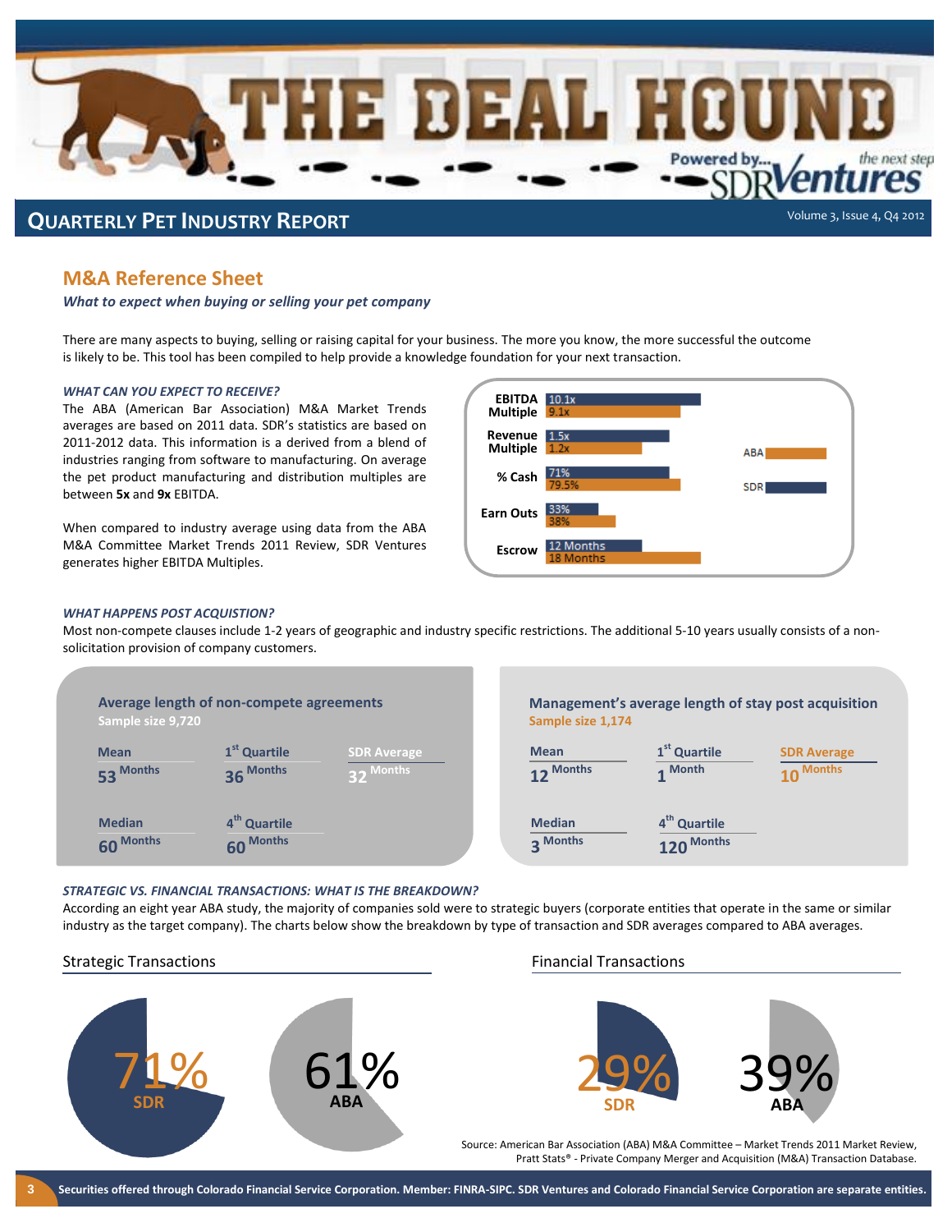# THE DEAL HOUND

Powered by... SDR Ventures – the next step

## Quarterly Pet Industry Report

## M&A Reference Sheet

*What to expect when buying or selling your pet company*

There are many aspects to buying, selling or raising capital for your business. The more you know, the more successful the outcome is likely to be. This tool has been compiled to help provide a knowledge foundation for your next transaction.

### *WHAT CAN YOU EXPECT TO RECEIVE?*

The ABA (American Bar Association) M&A Market Trends averages are based on 2011 data. SDR's statistics are based on 2011-2012 data. This information is a derived from a blend of industries ranging from software to manufacturing. On average the pet product manufacturing and distribution multiples are between **5x** and **9x** EBITDA.

When compared to industry average using data from the ABA M&A Committee Market Trends 2011 Review, SDR Ventures generates higher EBITDA Multiples.

| | SDR | ABA |
|---|---|---|
| EBITDA Multiple | 10.1x | 9.1x |
| Revenue Multiple | 1.5x | 1.2x |
| % Cash | 71% | 79.5% |
| Earn Outs | 33% | 38% |
| Escrow | 12 Months | 18 Months |

### *WHAT HAPPENS POST ACQUISITION?*

Most non-compete clauses include 1-2 years of geographic and industry specific restrictions. The additional 5-10 years usually consists of a non-solicitation provision of company customers.

**Average length of non-compete agreements**
Sample size 9,720

| Mean | 1st Quartile | SDR Average |
|---|---|---|
| 53 Months | 36 Months | 32 Months |
| **Median** | **4th Quartile** | |
| 60 Months | 60 Months | |

**Management's average length of stay post acquisition**
Sample size 1,174

| Mean | 1st Quartile | SDR Average |
|---|---|---|
| 12 Months | 1 Month | 10 Months |
| **Median** | **4th Quartile** | |
| 3 Months | 120 Months | |

### *STRATEGIC VS. FINANCIAL TRANSACTIONS: WHAT IS THE BREAKDOWN?*

According an eight year ABA study, the majority of companies sold were to strategic buyers (corporate entities that operate in the same or similar industry as the target company). The charts below show the breakdown by type of transaction and SDR averages compared to ABA averages.

**Strategic Transactions**

- SDR: 71%
- ABA: 61%

**Financial Transactions**

- SDR: 29%
- ABA: 39%

Source: American Bar Association (ABA) M&A Committee – Market Trends 2011 Market Review, Pratt Stats® - Private Company Merger and Acquisition (M&A) Transaction Database.

Securities offered through Colorado Financial Service Corporation. Member: FINRA-SIPC. SDR Ventures and Colorado Financial Service Corporation are separate entities.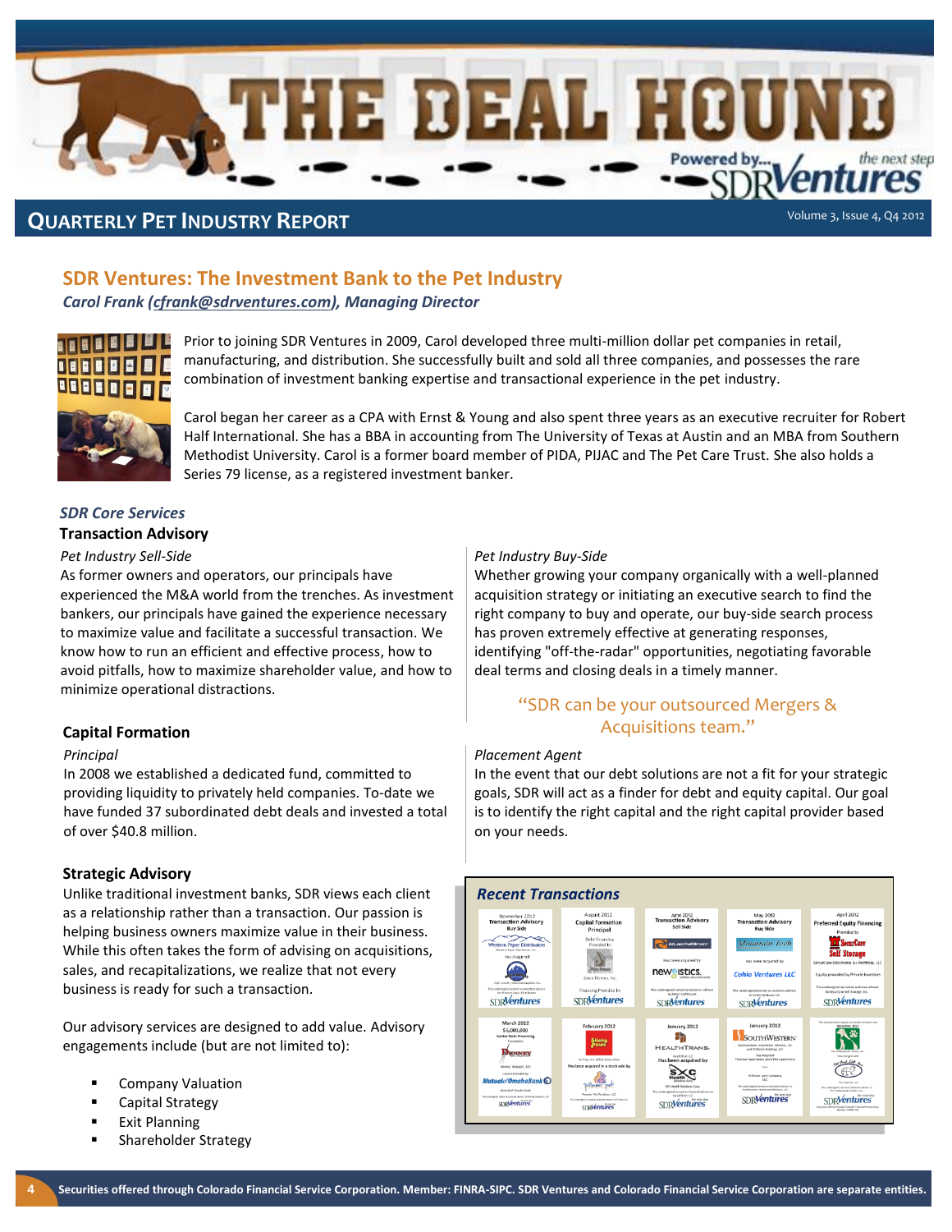# THE DEAL HOUND

Powered by... SDR Ventures — the next step

## QUARTERLY PET INDUSTRY REPORT

Volume 3, Issue 4, Q4 2012

## SDR Ventures: The Investment Bank to the Pet Industry

*Carol Frank (cfrank@sdrventures.com), Managing Director*

Prior to joining SDR Ventures in 2009, Carol developed three multi-million dollar pet companies in retail, manufacturing, and distribution. She successfully built and sold all three companies, and possesses the rare combination of investment banking expertise and transactional experience in the pet industry.

Carol began her career as a CPA with Ernst & Young and also spent three years as an executive recruiter for Robert Half International. She has a BBA in accounting from The University of Texas at Austin and an MBA from Southern Methodist University. Carol is a former board member of PIDA, PIJAC and The Pet Care Trust. She also holds a Series 79 license, as a registered investment banker.

### *SDR Core Services*

### Transaction Advisory

*Pet Industry Sell-Side*

As former owners and operators, our principals have experienced the M&A world from the trenches. As investment bankers, our principals have gained the experience necessary to maximize value and facilitate a successful transaction. We know how to run an efficient and effective process, how to avoid pitfalls, how to maximize shareholder value, and how to minimize operational distractions.

*Pet Industry Buy-Side*

Whether growing your company organically with a well-planned acquisition strategy or initiating an executive search to find the right company to buy and operate, our buy-side search process has proven extremely effective at generating responses, identifying "off-the-radar" opportunities, negotiating favorable deal terms and closing deals in a timely manner.

> "SDR can be your outsourced Mergers & Acquisitions team."

### Capital Formation

*Principal*

In 2008 we established a dedicated fund, committed to providing liquidity to privately held companies. To-date we have funded 37 subordinated debt deals and invested a total of over $40.8 million.

*Placement Agent*

In the event that our debt solutions are not a fit for your strategic goals, SDR will act as a finder for debt and equity capital. Our goal is to identify the right capital and the right capital provider based on your needs.

### Strategic Advisory

Unlike traditional investment banks, SDR views each client as a relationship rather than a transaction. Our passion is helping business owners maximize value in their business. While this often takes the form of advising on acquisitions, sales, and recapitalizations, we realize that not every business is ready for such a transaction.

Our advisory services are designed to add value. Advisory engagements include (but are not limited to):

- Company Valuation
- Capital Strategy
- Exit Planning
- Shareholder Strategy

### *Recent Transactions*

November 2012 — Transaction Advisory, Buy Side — Western Paper Distributors has acquired High Country Janitorial Supplies, Inc.

August 2012 — Capital Formation, Principal — Debt Financing Provided to Jones Homes, Inc.

June 2012 — Transaction Advisory, Sell Side — All Last Fulfillment has been acquired by newgistics

May 2012 — Transaction Advisory, Buy Side — Mountain Tech has been acquired by Cohio Ventures LLC

April 2012 — Preferred Equity Financing Provided to SecurCare Self Storage — Equity provided by Private Investors

March 2012 — $5,000,000 Senior Debt Financing Provided to Denney — Capital Provided by Mutual of Omaha Bank

February 2012 — Sticky Paws — Has been acquired in a stock sale by Pioneer Pet Products, LLC

January 2012 — HealthTrans — Has been acquired by SXC Health Solutions Corp.

January 2012 — SouthWestern

December 2011 — The Pet Lift, Inc.

Securities offered through Colorado Financial Service Corporation. Member: FINRA-SIPC. SDR Ventures and Colorado Financial Service Corporation are separate entities.